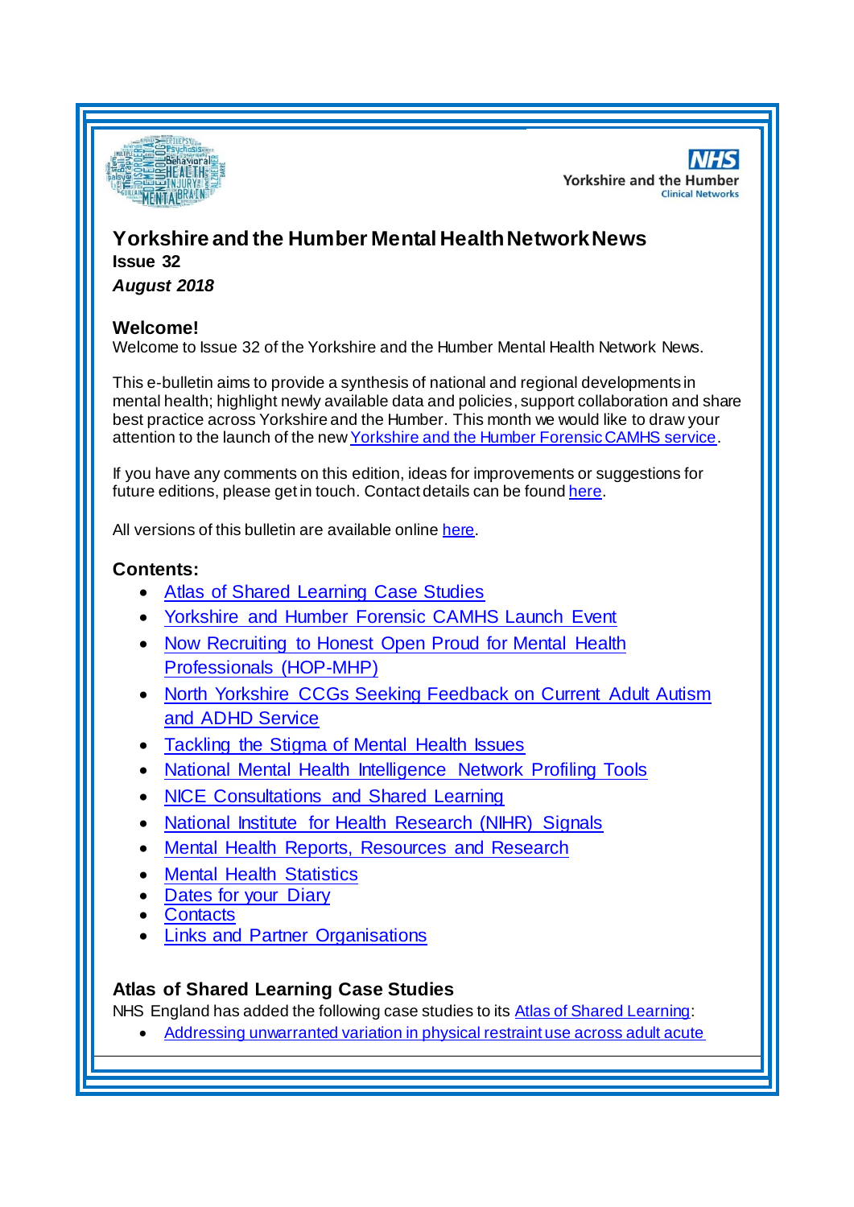# Yorkshire and the Humber Mental Health Network News

**Issue 32**

***August 2018***

### Welcome!

Welcome to Issue 32 of the Yorkshire and the Humber Mental Health Network News.

This e-bulletin aims to provide a synthesis of national and regional developments in mental health; highlight newly available data and policies, support collaboration and share best practice across Yorkshire and the Humber. This month we would like to draw your attention to the launch of the new Yorkshire and the Humber Forensic CAMHS service.

If you have any comments on this edition, ideas for improvements or suggestions for future editions, please get in touch. Contact details can be found here.

All versions of this bulletin are available online here.

### Contents:

- Atlas of Shared Learning Case Studies
- Yorkshire and Humber Forensic CAMHS Launch Event
- Now Recruiting to Honest Open Proud for Mental Health Professionals (HOP-MHP)
- North Yorkshire CCGs Seeking Feedback on Current Adult Autism and ADHD Service
- Tackling the Stigma of Mental Health Issues
- National Mental Health Intelligence Network Profiling Tools
- NICE Consultations and Shared Learning
- National Institute for Health Research (NIHR) Signals
- Mental Health Reports, Resources and Research
- Mental Health Statistics
- Dates for your Diary
- Contacts
- Links and Partner Organisations

### Atlas of Shared Learning Case Studies

NHS England has added the following case studies to its Atlas of Shared Learning:

- Addressing unwarranted variation in physical restraint use across adult acute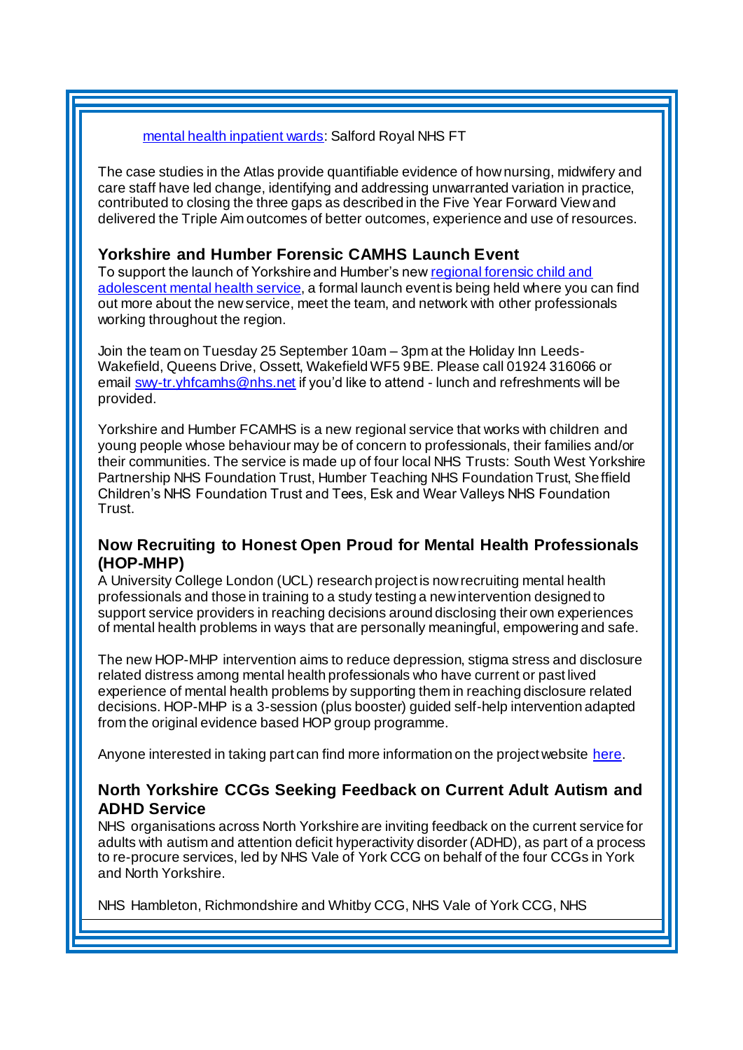[mental health inpatient wards](): Salford Royal NHS FT

The case studies in the Atlas provide quantifiable evidence of how nursing, midwifery and care staff have led change, identifying and addressing unwarranted variation in practice, contributed to closing the three gaps as described in the Five Year Forward View and delivered the Triple Aim outcomes of better outcomes, experience and use of resources.

### Yorkshire and Humber Forensic CAMHS Launch Event

To support the launch of Yorkshire and Humber's new regional forensic child and adolescent mental health service, a formal launch event is being held where you can find out more about the new service, meet the team, and network with other professionals working throughout the region.

Join the team on Tuesday 25 September 10am – 3pm at the Holiday Inn Leeds-Wakefield, Queens Drive, Ossett, Wakefield WF5 9BE. Please call 01924 316066 or email swy-tr.yhfcamhs@nhs.net if you'd like to attend - lunch and refreshments will be provided.

Yorkshire and Humber FCAMHS is a new regional service that works with children and young people whose behaviour may be of concern to professionals, their families and/or their communities. The service is made up of four local NHS Trusts: South West Yorkshire Partnership NHS Foundation Trust, Humber Teaching NHS Foundation Trust, Sheffield Children's NHS Foundation Trust and Tees, Esk and Wear Valleys NHS Foundation Trust.

### Now Recruiting to Honest Open Proud for Mental Health Professionals (HOP-MHP)

A University College London (UCL) research project is now recruiting mental health professionals and those in training to a study testing a new intervention designed to support service providers in reaching decisions around disclosing their own experiences of mental health problems in ways that are personally meaningful, empowering and safe.

The new HOP-MHP intervention aims to reduce depression, stigma stress and disclosure related distress among mental health professionals who have current or past lived experience of mental health problems by supporting them in reaching disclosure related decisions. HOP-MHP is a 3-session (plus booster) guided self-help intervention adapted from the original evidence based HOP group programme.

Anyone interested in taking part can find more information on the project website here.

### North Yorkshire CCGs Seeking Feedback on Current Adult Autism and ADHD Service

NHS organisations across North Yorkshire are inviting feedback on the current service for adults with autism and attention deficit hyperactivity disorder (ADHD), as part of a process to re-procure services, led by NHS Vale of York CCG on behalf of the four CCGs in York and North Yorkshire.

NHS Hambleton, Richmondshire and Whitby CCG, NHS Vale of York CCG, NHS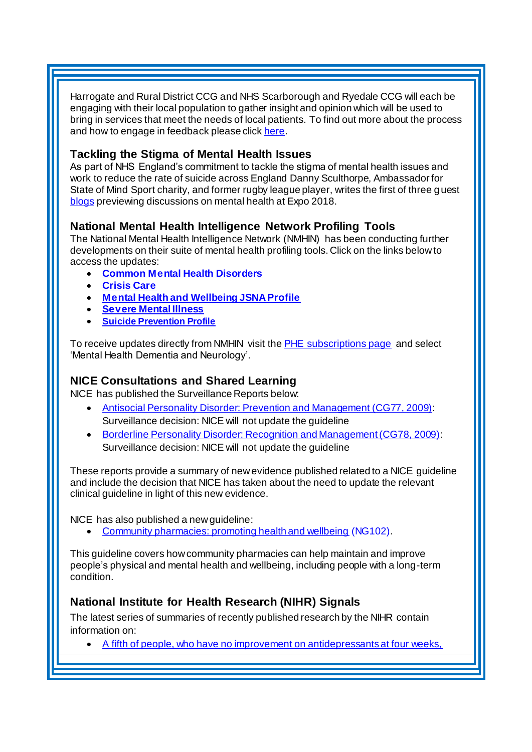Harrogate and Rural District CCG and NHS Scarborough and Ryedale CCG will each be engaging with their local population to gather insight and opinion which will be used to bring in services that meet the needs of local patients. To find out more about the process and how to engage in feedback please click here.

### Tackling the Stigma of Mental Health Issues

As part of NHS England's commitment to tackle the stigma of mental health issues and work to reduce the rate of suicide across England Danny Sculthorpe, Ambassador for State of Mind Sport charity, and former rugby league player, writes the first of three guest blogs previewing discussions on mental health at Expo 2018.

### National Mental Health Intelligence Network Profiling Tools

The National Mental Health Intelligence Network (NMHIN) has been conducting further developments on their suite of mental health profiling tools. Click on the links below to access the updates:

- **Common Mental Health Disorders**
- **Crisis Care**
- **Mental Health and Wellbeing JSNA Profile**
- **Severe Mental Illness**
- **Suicide Prevention Profile**

To receive updates directly from NMHIN visit the PHE subscriptions page and select 'Mental Health Dementia and Neurology'.

### NICE Consultations and Shared Learning

NICE has published the Surveillance Reports below:

- Antisocial Personality Disorder: Prevention and Management (CG77, 2009): Surveillance decision: NICE will not update the guideline
- Borderline Personality Disorder: Recognition and Management (CG78, 2009): Surveillance decision: NICE will not update the guideline

These reports provide a summary of new evidence published related to a NICE guideline and include the decision that NICE has taken about the need to update the relevant clinical guideline in light of this new evidence.

NICE has also published a new guideline:

- Community pharmacies: promoting health and wellbeing (NG102).

This guideline covers how community pharmacies can help maintain and improve people's physical and mental health and wellbeing, including people with a long-term condition.

### National Institute for Health Research (NIHR) Signals

The latest series of summaries of recently published research by the NIHR contain information on:

- A fifth of people, who have no improvement on antidepressants at four weeks,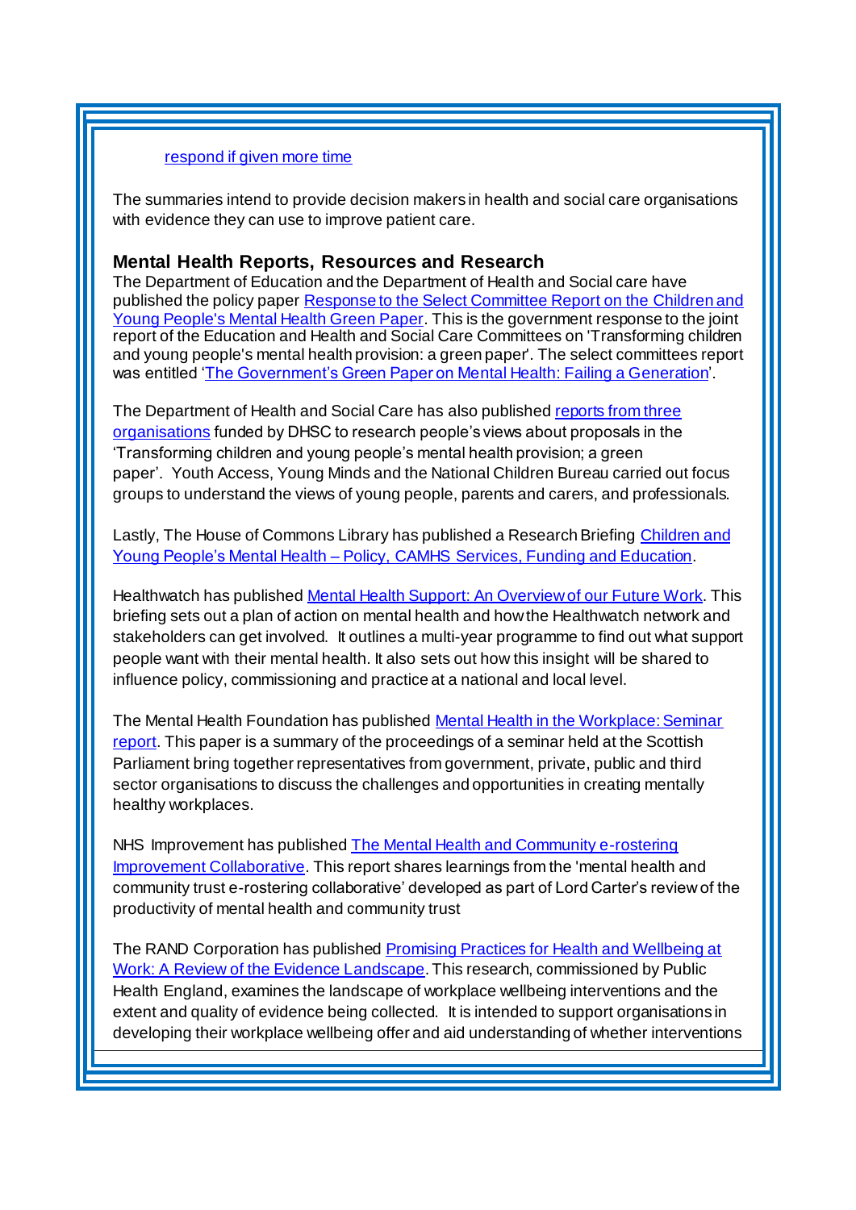[respond if given more time](#)

The summaries intend to provide decision makers in health and social care organisations with evidence they can use to improve patient care.

### Mental Health Reports, Resources and Research

The Department of Education and the Department of Health and Social care have published the policy paper [Response to the Select Committee Report on the Children and Young People's Mental Health Green Paper](#). This is the government response to the joint report of the Education and Health and Social Care Committees on 'Transforming children and young people's mental health provision: a green paper'. The select committees report was entitled '[The Government's Green Paper on Mental Health: Failing a Generation](#)'.

The Department of Health and Social Care has also published [reports from three organisations](#) funded by DHSC to research people's views about proposals in the 'Transforming children and young people's mental health provision; a green paper'. Youth Access, Young Minds and the National Children Bureau carried out focus groups to understand the views of young people, parents and carers, and professionals.

Lastly, The House of Commons Library has published a Research Briefing [Children and Young People's Mental Health – Policy, CAMHS Services, Funding and Education](#).

Healthwatch has published [Mental Health Support: An Overview of our Future Work](#). This briefing sets out a plan of action on mental health and how the Healthwatch network and stakeholders can get involved. It outlines a multi-year programme to find out what support people want with their mental health. It also sets out how this insight will be shared to influence policy, commissioning and practice at a national and local level.

The Mental Health Foundation has published [Mental Health in the Workplace: Seminar report](#). This paper is a summary of the proceedings of a seminar held at the Scottish Parliament bring together representatives from government, private, public and third sector organisations to discuss the challenges and opportunities in creating mentally healthy workplaces.

NHS Improvement has published [The Mental Health and Community e-rostering Improvement Collaborative](#). This report shares learnings from the 'mental health and community trust e-rostering collaborative' developed as part of Lord Carter's review of the productivity of mental health and community trust

The RAND Corporation has published [Promising Practices for Health and Wellbeing at Work: A Review of the Evidence Landscape](#). This research, commissioned by Public Health England, examines the landscape of workplace wellbeing interventions and the extent and quality of evidence being collected. It is intended to support organisations in developing their workplace wellbeing offer and aid understanding of whether interventions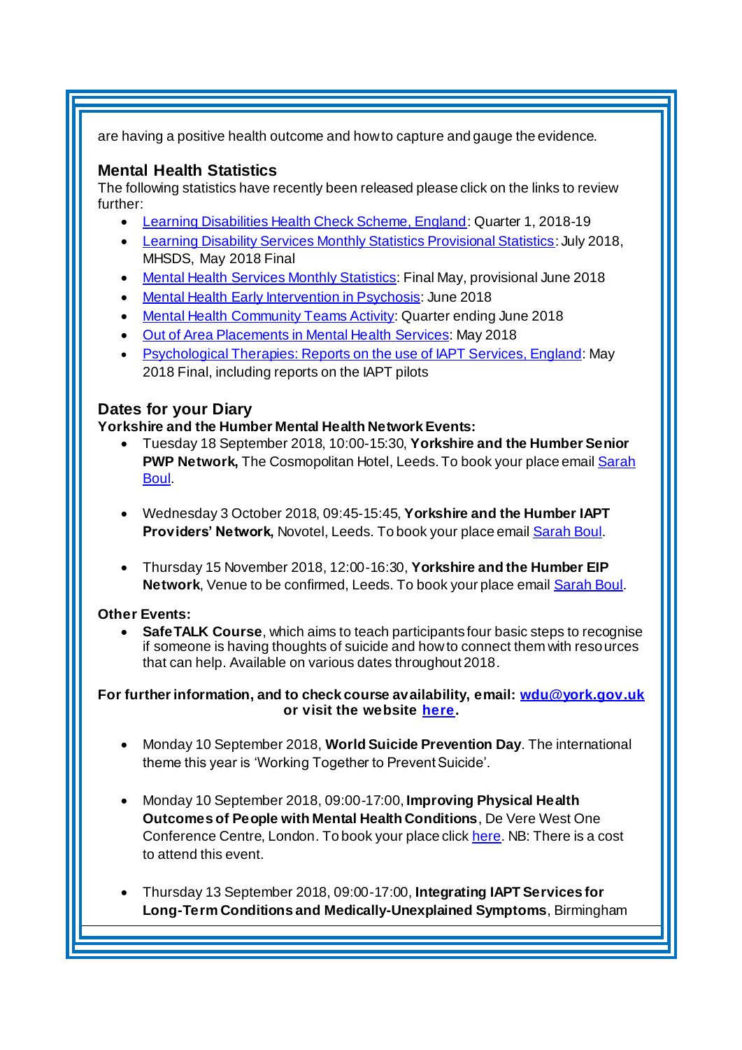are having a positive health outcome and how to capture and gauge the evidence.

### Mental Health Statistics

The following statistics have recently been released please click on the links to review further:

- Learning Disabilities Health Check Scheme, England: Quarter 1, 2018-19
- Learning Disability Services Monthly Statistics Provisional Statistics: July 2018, MHSDS, May 2018 Final
- Mental Health Services Monthly Statistics: Final May, provisional June 2018
- Mental Health Early Intervention in Psychosis: June 2018
- Mental Health Community Teams Activity: Quarter ending June 2018
- Out of Area Placements in Mental Health Services: May 2018
- Psychological Therapies: Reports on the use of IAPT Services, England: May 2018 Final, including reports on the IAPT pilots

### Dates for your Diary

**Yorkshire and the Humber Mental Health Network Events:**

- Tuesday 18 September 2018, 10:00-15:30, **Yorkshire and the Humber Senior PWP Network,** The Cosmopolitan Hotel, Leeds. To book your place email Sarah Boul.

- Wednesday 3 October 2018, 09:45-15:45, **Yorkshire and the Humber IAPT Providers' Network,** Novotel, Leeds. To book your place email Sarah Boul.

- Thursday 15 November 2018, 12:00-16:30, **Yorkshire and the Humber EIP Network**, Venue to be confirmed, Leeds. To book your place email Sarah Boul.

**Other Events:**

- **SafeTALK Course**, which aims to teach participants four basic steps to recognise if someone is having thoughts of suicide and how to connect them with resources that can help. Available on various dates throughout 2018.

**For further information, and to check course availability, email: wdu@york.gov.uk or visit the website here.**

- Monday 10 September 2018, **World Suicide Prevention Day**. The international theme this year is 'Working Together to Prevent Suicide'.

- Monday 10 September 2018, 09:00-17:00, **Improving Physical Health Outcomes of People with Mental Health Conditions**, De Vere West One Conference Centre, London. To book your place click here. NB: There is a cost to attend this event.

- Thursday 13 September 2018, 09:00-17:00, **Integrating IAPT Services for Long-Term Conditions and Medically-Unexplained Symptoms**, Birmingham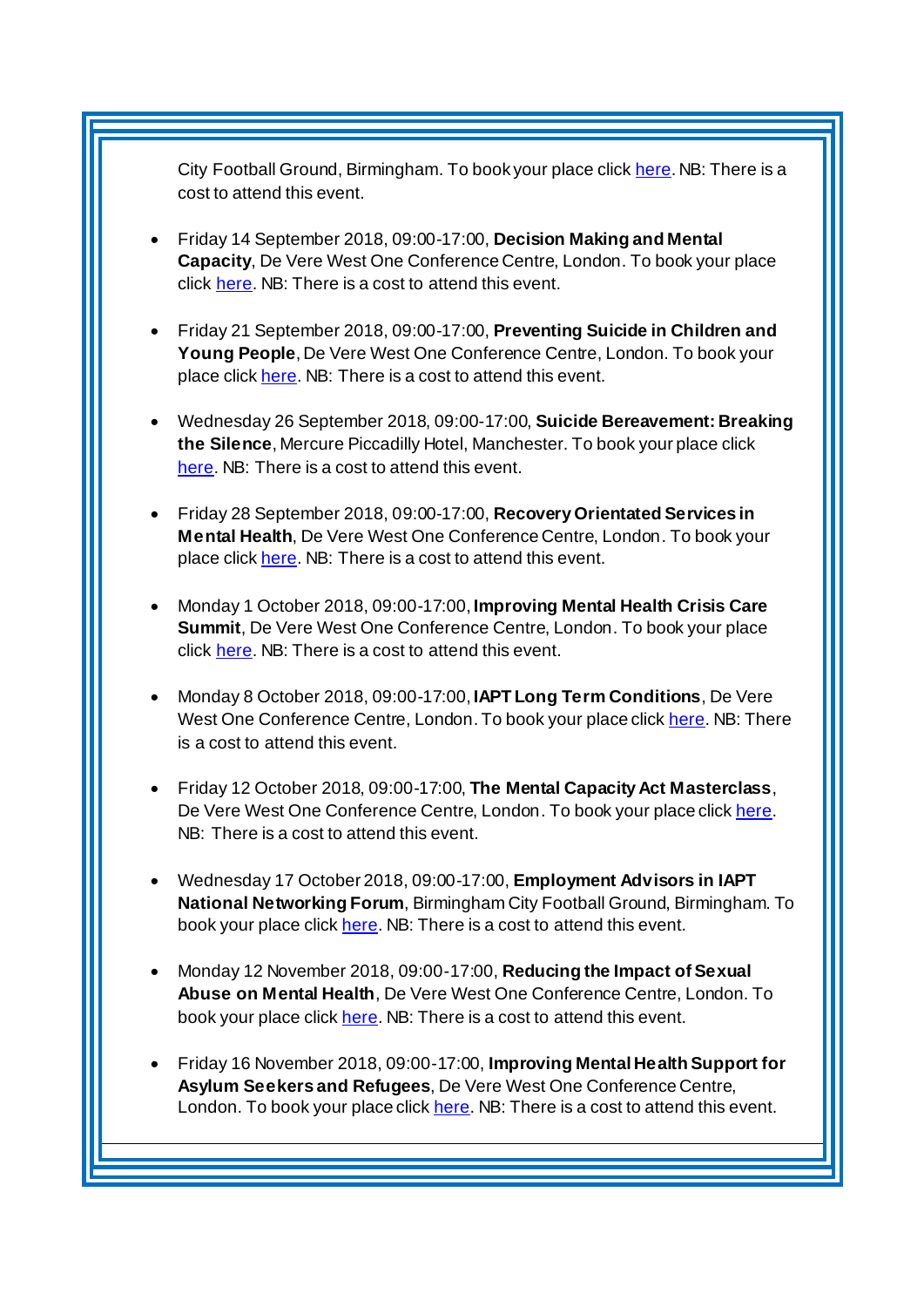City Football Ground, Birmingham. To book your place click here. NB: There is a cost to attend this event.

- Friday 14 September 2018, 09:00-17:00, **Decision Making and Mental Capacity**, De Vere West One Conference Centre, London. To book your place click here. NB: There is a cost to attend this event.

- Friday 21 September 2018, 09:00-17:00, **Preventing Suicide in Children and Young People**, De Vere West One Conference Centre, London. To book your place click here. NB: There is a cost to attend this event.

- Wednesday 26 September 2018, 09:00-17:00, **Suicide Bereavement: Breaking the Silence**, Mercure Piccadilly Hotel, Manchester. To book your place click here. NB: There is a cost to attend this event.

- Friday 28 September 2018, 09:00-17:00, **Recovery Orientated Services in Mental Health**, De Vere West One Conference Centre, London. To book your place click here. NB: There is a cost to attend this event.

- Monday 1 October 2018, 09:00-17:00, **Improving Mental Health Crisis Care Summit**, De Vere West One Conference Centre, London. To book your place click here. NB: There is a cost to attend this event.

- Monday 8 October 2018, 09:00-17:00, **IAPT Long Term Conditions**, De Vere West One Conference Centre, London. To book your place click here. NB: There is a cost to attend this event.

- Friday 12 October 2018, 09:00-17:00, **The Mental Capacity Act Masterclass**, De Vere West One Conference Centre, London. To book your place click here. NB: There is a cost to attend this event.

- Wednesday 17 October 2018, 09:00-17:00, **Employment Advisors in IAPT National Networking Forum**, Birmingham City Football Ground, Birmingham. To book your place click here. NB: There is a cost to attend this event.

- Monday 12 November 2018, 09:00-17:00, **Reducing the Impact of Sexual Abuse on Mental Health**, De Vere West One Conference Centre, London. To book your place click here. NB: There is a cost to attend this event.

- Friday 16 November 2018, 09:00-17:00, **Improving Mental Health Support for Asylum Seekers and Refugees**, De Vere West One Conference Centre, London. To book your place click here. NB: There is a cost to attend this event.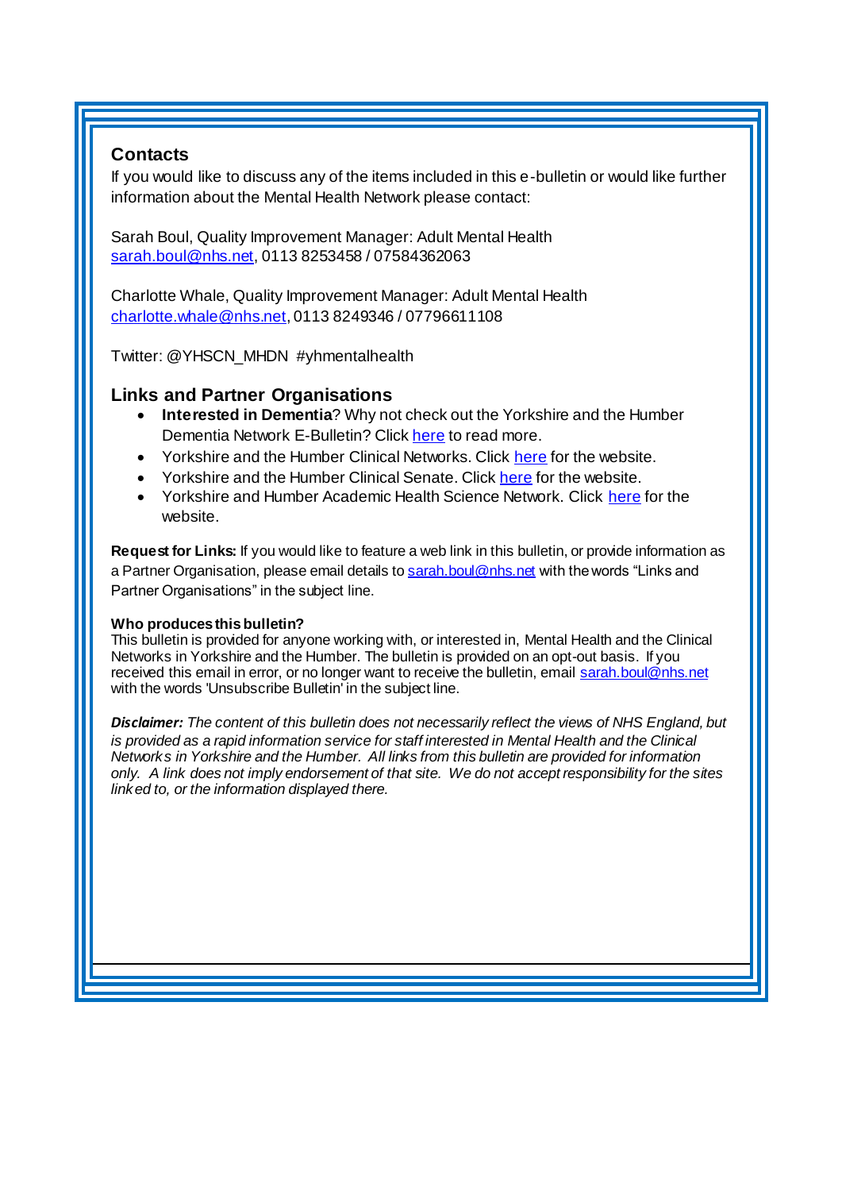## Contacts

If you would like to discuss any of the items included in this e-bulletin or would like further information about the Mental Health Network please contact:

Sarah Boul, Quality Improvement Manager: Adult Mental Health
sarah.boul@nhs.net, 0113 8253458 / 07584362063

Charlotte Whale, Quality Improvement Manager: Adult Mental Health
charlotte.whale@nhs.net, 0113 8249346 / 07796611108

Twitter: @YHSCN_MHDN #yhmentalhealth

## Links and Partner Organisations

- **Interested in Dementia**? Why not check out the Yorkshire and the Humber Dementia Network E-Bulletin? Click here to read more.
- Yorkshire and the Humber Clinical Networks. Click here for the website.
- Yorkshire and the Humber Clinical Senate. Click here for the website.
- Yorkshire and Humber Academic Health Science Network. Click here for the website.

**Request for Links:** If you would like to feature a web link in this bulletin, or provide information as a Partner Organisation, please email details to sarah.boul@nhs.net with the words "Links and Partner Organisations" in the subject line.

**Who produces this bulletin?**

This bulletin is provided for anyone working with, or interested in, Mental Health and the Clinical Networks in Yorkshire and the Humber. The bulletin is provided on an opt-out basis. If you received this email in error, or no longer want to receive the bulletin, email sarah.boul@nhs.net with the words 'Unsubscribe Bulletin' in the subject line.

***Disclaimer:*** *The content of this bulletin does not necessarily reflect the views of NHS England, but is provided as a rapid information service for staff interested in Mental Health and the Clinical Networks in Yorkshire and the Humber. All links from this bulletin are provided for information only. A link does not imply endorsement of that site. We do not accept responsibility for the sites linked to, or the information displayed there.*